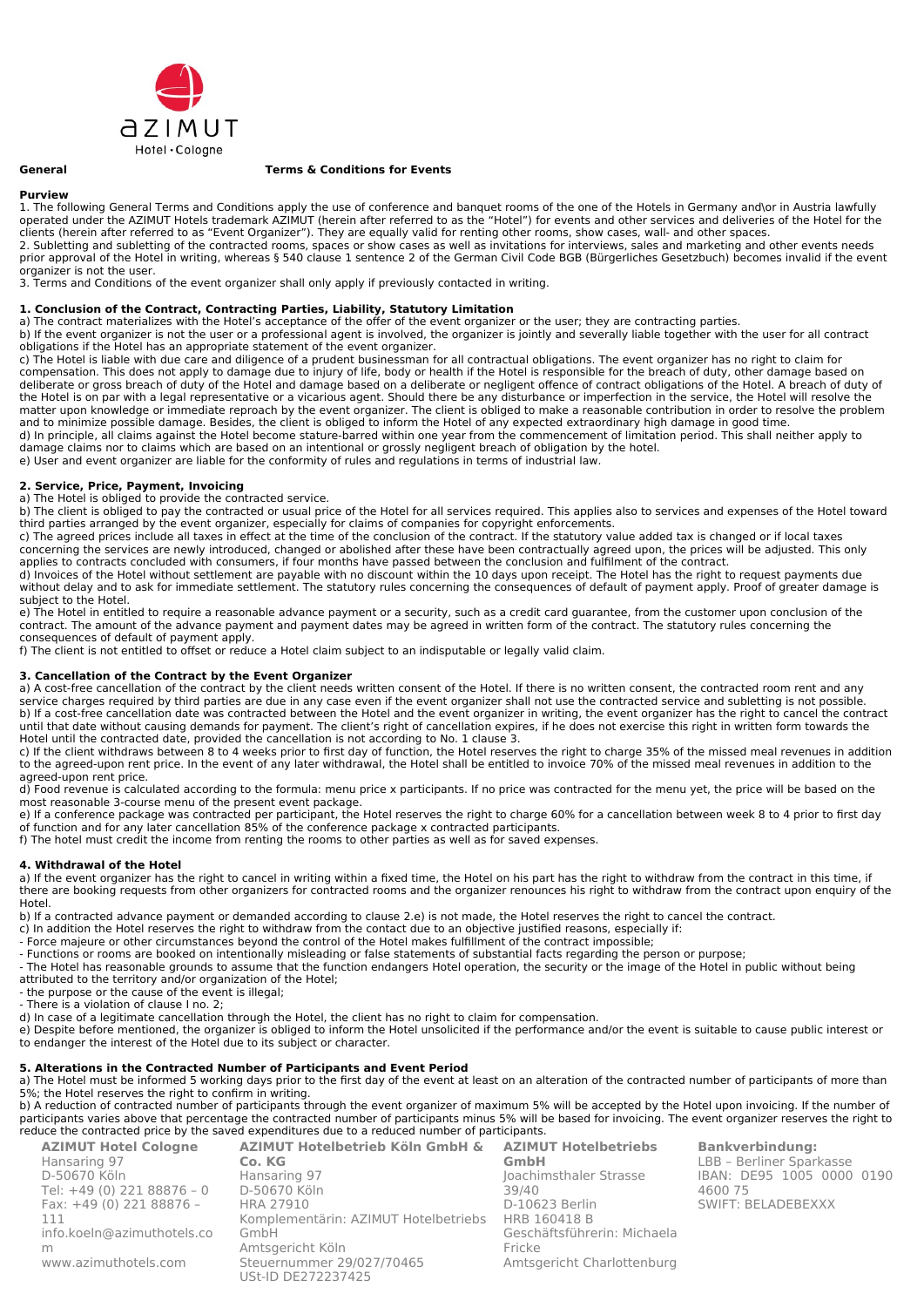**General** **Terms & Conditions for Events**

**Purview**

1. The following General Terms and Conditions apply the use of conference and banquet rooms of the one of the Hotels in Germany and\or in Austria lawfully operated under the AZIMUT Hotels trademark AZIMUT (herein after referred to as the "Hotel") for events and other services and deliveries of the Hotel for the clients (herein after referred to as "Event Organizer"). They are equally valid for renting other rooms, show cases, wall- and other spaces.
2. Subletting and subletting of the contracted rooms, spaces or show cases as well as invitations for interviews, sales and marketing and other events needs prior approval of the Hotel in writing, whereas § 540 clause 1 sentence 2 of the German Civil Code BGB (Bürgerliches Gesetzbuch) becomes invalid if the event organizer is not the user.
3. Terms and Conditions of the event organizer shall only apply if previously contacted in writing.

**1. Conclusion of the Contract, Contracting Parties, Liability, Statutory Limitation**

a) The contract materializes with the Hotel's acceptance of the offer of the event organizer or the user; they are contracting parties.

b) If the event organizer is not the user or a professional agent is involved, the organizer is jointly and severally liable together with the user for all contract obligations if the Hotel has an appropriate statement of the event organizer.

c) The Hotel is liable with due care and diligence of a prudent businessman for all contractual obligations. The event organizer has no right to claim for compensation. This does not apply to damage due to injury of life, body or health if the Hotel is responsible for the breach of duty, other damage based on deliberate or gross breach of duty of the Hotel and damage based on a deliberate or negligent offence of contract obligations of the Hotel. A breach of duty of the Hotel is on par with a legal representative or a vicarious agent. Should there be any disturbance or imperfection in the service, the Hotel will resolve the matter upon knowledge or immediate reproach by the event organizer. The client is obliged to make a reasonable contribution in order to resolve the problem and to minimize possible damage. Besides, the client is obliged to inform the Hotel of any expected extraordinary high damage in good time.

d) In principle, all claims against the Hotel become stature-barred within one year from the commencement of limitation period. This shall neither apply to damage claims nor to claims which are based on an intentional or grossly negligent breach of obligation by the hotel.

e) User and event organizer are liable for the conformity of rules and regulations in terms of industrial law.

**2. Service, Price, Payment, Invoicing**

a) The Hotel is obliged to provide the contracted service.

b) The client is obliged to pay the contracted or usual price of the Hotel for all services required. This applies also to services and expenses of the Hotel toward third parties arranged by the event organizer, especially for claims of companies for copyright enforcements.

c) The agreed prices include all taxes in effect at the time of the conclusion of the contract. If the statutory value added tax is changed or if local taxes concerning the services are newly introduced, changed or abolished after these have been contractually agreed upon, the prices will be adjusted. This only applies to contracts concluded with consumers, if four months have passed between the conclusion and fulfilment of the contract.

d) Invoices of the Hotel without settlement are payable with no discount within the 10 days upon receipt. The Hotel has the right to request payments due without delay and to ask for immediate settlement. The statutory rules concerning the consequences of default of payment apply. Proof of greater damage is subject to the Hotel.

e) The Hotel in entitled to require a reasonable advance payment or a security, such as a credit card guarantee, from the customer upon conclusion of the contract. The amount of the advance payment and payment dates may be agreed in written form of the contract. The statutory rules concerning the consequences of default of payment apply.

f) The client is not entitled to offset or reduce a Hotel claim subject to an indisputable or legally valid claim.

**3. Cancellation of the Contract by the Event Organizer**

a) A cost-free cancellation of the contract by the client needs written consent of the Hotel. If there is no written consent, the contracted room rent and any service charges required by third parties are due in any case even if the event organizer shall not use the contracted service and subletting is not possible.

b) If a cost-free cancellation date was contracted between the Hotel and the event organizer in writing, the event organizer has the right to cancel the contract until that date without causing demands for payment. The client's right of cancellation expires, if he does not exercise this right in written form towards the Hotel until the contracted date, provided the cancellation is not according to No. 1 clause 3.

c) If the client withdraws between 8 to 4 weeks prior to first day of function, the Hotel reserves the right to charge 35% of the missed meal revenues in addition to the agreed-upon rent price. In the event of any later withdrawal, the Hotel shall be entitled to invoice 70% of the missed meal revenues in addition to the agreed-upon rent price.

d) Food revenue is calculated according to the formula: menu price x participants. If no price was contracted for the menu yet, the price will be based on the most reasonable 3-course menu of the present event package.

e) If a conference package was contracted per participant, the Hotel reserves the right to charge 60% for a cancellation between week 8 to 4 prior to first day of function and for any later cancellation 85% of the conference package x contracted participants.

f) The hotel must credit the income from renting the rooms to other parties as well as for saved expenses.

**4. Withdrawal of the Hotel**

a) If the event organizer has the right to cancel in writing within a fixed time, the Hotel on his part has the right to withdraw from the contract in this time, if there are booking requests from other organizers for contracted rooms and the organizer renounces his right to withdraw from the contract upon enquiry of the Hotel.

b) If a contracted advance payment or demanded according to clause 2.e) is not made, the Hotel reserves the right to cancel the contract.

c) In addition the Hotel reserves the right to withdraw from the contact due to an objective justified reasons, especially if:

- Force majeure or other circumstances beyond the control of the Hotel makes fulfillment of the contract impossible;
- Functions or rooms are booked on intentionally misleading or false statements of substantial facts regarding the person or purpose;
- The Hotel has reasonable grounds to assume that the function endangers Hotel operation, the security or the image of the Hotel in public without being attributed to the territory and/or organization of the Hotel;
- the purpose or the cause of the event is illegal;
- There is a violation of clause I no. 2;

d) In case of a legitimate cancellation through the Hotel, the client has no right to claim for compensation.

e) Despite before mentioned, the organizer is obliged to inform the Hotel unsolicited if the performance and/or the event is suitable to cause public interest or to endanger the interest of the Hotel due to its subject or character.

**5. Alterations in the Contracted Number of Participants and Event Period**

a) The Hotel must be informed 5 working days prior to the first day of the event at least on an alteration of the contracted number of participants of more than 5%; the Hotel reserves the right to confirm in writing.

b) A reduction of contracted number of participants through the event organizer of maximum 5% will be accepted by the Hotel upon invoicing. If the number of participants varies above that percentage the contracted number of participants minus 5% will be based for invoicing. The event organizer reserves the right to reduce the contracted price by the saved expenditures due to a reduced number of participants.

**AZIMUT Hotel Cologne**
Hansaring 97
D-50670 Köln
Tel: +49 (0) 221 88876 – 0
Fax: +49 (0) 221 88876 – 111
info.koeln@azimuthotels.com
www.azimuthotels.com

**AZIMUT Hotelbetrieb Köln GmbH & Co. KG**
Hansaring 97
D-50670 Köln
HRA 27910
Komplementärin: AZIMUT Hotelbetriebs GmbH
Amtsgericht Köln
Steuernummer 29/027/70465
USt-ID DE272237425

**AZIMUT Hotelbetriebs GmbH**
Joachimsthaler Strasse 39/40
D-10623 Berlin
HRB 160418 B
Geschäftsführerin: Michaela Fricke
Amtsgericht Charlottenburg

**Bankverbindung:**
LBB – Berliner Sparkasse
IBAN: DE95 1005 0000 0190 4600 75
SWIFT: BELADEBEXXX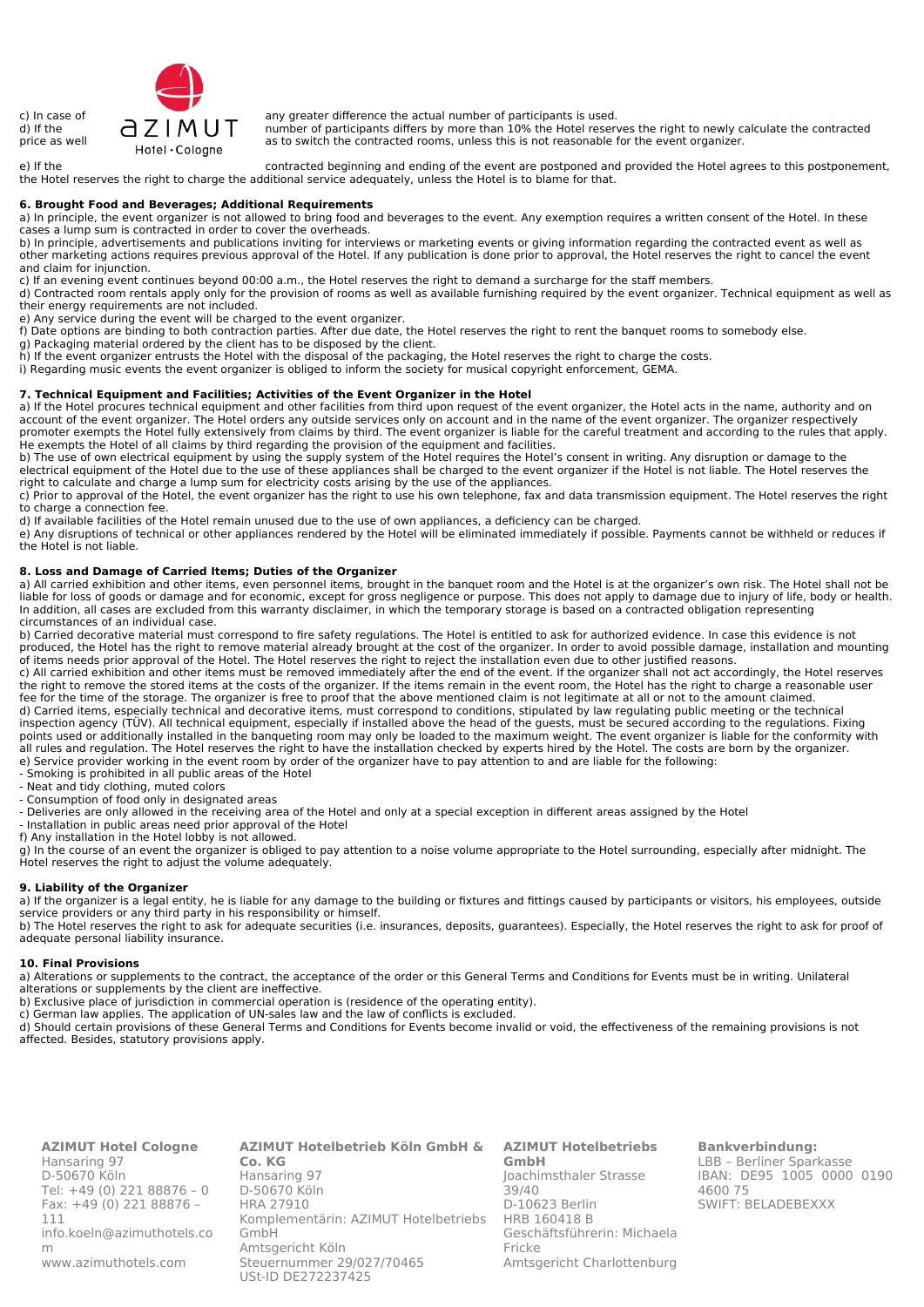c) In case of any greater difference the actual number of participants is used.
d) If the number of participants differs by more than 10% the Hotel reserves the right to newly calculate the contracted price as well as to switch the contracted rooms, unless this is not reasonable for the event organizer.
e) If the contracted beginning and ending of the event are postponed and provided the Hotel agrees to this postponement, the Hotel reserves the right to charge the additional service adequately, unless the Hotel is to blame for that.

**6. Brought Food and Beverages; Additional Requirements**

a) In principle, the event organizer is not allowed to bring food and beverages to the event. Any exemption requires a written consent of the Hotel. In these cases a lump sum is contracted in order to cover the overheads.
b) In principle, advertisements and publications inviting for interviews or marketing events or giving information regarding the contracted event as well as other marketing actions requires previous approval of the Hotel. If any publication is done prior to approval, the Hotel reserves the right to cancel the event and claim for injunction.
c) If an evening event continues beyond 00:00 a.m., the Hotel reserves the right to demand a surcharge for the staff members.
d) Contracted room rentals apply only for the provision of rooms as well as available furnishing required by the event organizer. Technical equipment as well as their energy requirements are not included.
e) Any service during the event will be charged to the event organizer.
f) Date options are binding to both contraction parties. After due date, the Hotel reserves the right to rent the banquet rooms to somebody else.
g) Packaging material ordered by the client has to be disposed by the client.
h) If the event organizer entrusts the Hotel with the disposal of the packaging, the Hotel reserves the right to charge the costs.
i) Regarding music events the event organizer is obliged to inform the society for musical copyright enforcement, GEMA.

**7. Technical Equipment and Facilities; Activities of the Event Organizer in the Hotel**

a) If the Hotel procures technical equipment and other facilities from third upon request of the event organizer, the Hotel acts in the name, authority and on account of the event organizer. The Hotel orders any outside services only on account and in the name of the event organizer. The organizer respectively promoter exempts the Hotel fully extensively from claims by third. The event organizer is liable for the careful treatment and according to the rules that apply. He exempts the Hotel of all claims by third regarding the provision of the equipment and facilities.
b) The use of own electrical equipment by using the supply system of the Hotel requires the Hotel's consent in writing. Any disruption or damage to the electrical equipment of the Hotel due to the use of these appliances shall be charged to the event organizer if the Hotel is not liable. The Hotel reserves the right to calculate and charge a lump sum for electricity costs arising by the use of the appliances.
c) Prior to approval of the Hotel, the event organizer has the right to use his own telephone, fax and data transmission equipment. The Hotel reserves the right to charge a connection fee.
d) If available facilities of the Hotel remain unused due to the use of own appliances, a deficiency can be charged.
e) Any disruptions of technical or other appliances rendered by the Hotel will be eliminated immediately if possible. Payments cannot be withheld or reduces if the Hotel is not liable.

**8. Loss and Damage of Carried Items; Duties of the Organizer**

a) All carried exhibition and other items, even personnel items, brought in the banquet room and the Hotel is at the organizer's own risk. The Hotel shall not be liable for loss of goods or damage and for economic, except for gross negligence or purpose. This does not apply to damage due to injury of life, body or health. In addition, all cases are excluded from this warranty disclaimer, in which the temporary storage is based on a contracted obligation representing circumstances of an individual case.
b) Carried decorative material must correspond to fire safety regulations. The Hotel is entitled to ask for authorized evidence. In case this evidence is not produced, the Hotel has the right to remove material already brought at the cost of the organizer. In order to avoid possible damage, installation and mounting of items needs prior approval of the Hotel. The Hotel reserves the right to reject the installation even due to other justified reasons.
c) All carried exhibition and other items must be removed immediately after the end of the event. If the organizer shall not act accordingly, the Hotel reserves the right to remove the stored items at the costs of the organizer. If the items remain in the event room, the Hotel has the right to charge a reasonable user fee for the time of the storage. The organizer is free to proof that the above mentioned claim is not legitimate at all or not to the amount claimed.
d) Carried items, especially technical and decorative items, must correspond to conditions, stipulated by law regulating public meeting or the technical inspection agency (TÜV). All technical equipment, especially if installed above the head of the guests, must be secured according to the regulations. Fixing points used or additionally installed in the banqueting room may only be loaded to the maximum weight. The event organizer is liable for the conformity with all rules and regulation. The Hotel reserves the right to have the installation checked by experts hired by the Hotel. The costs are born by the organizer.
e) Service provider working in the event room by order of the organizer have to pay attention to and are liable for the following:
- Smoking is prohibited in all public areas of the Hotel
- Neat and tidy clothing, muted colors
- Consumption of food only in designated areas
- Deliveries are only allowed in the receiving area of the Hotel and only at a special exception in different areas assigned by the Hotel
- Installation in public areas need prior approval of the Hotel

f) Any installation in the Hotel lobby is not allowed.
g) In the course of an event the organizer is obliged to pay attention to a noise volume appropriate to the Hotel surrounding, especially after midnight. The Hotel reserves the right to adjust the volume adequately.

**9. Liability of the Organizer**

a) If the organizer is a legal entity, he is liable for any damage to the building or fixtures and fittings caused by participants or visitors, his employees, outside service providers or any third party in his responsibility or himself.
b) The Hotel reserves the right to ask for adequate securities (i.e. insurances, deposits, guarantees). Especially, the Hotel reserves the right to ask for proof of adequate personal liability insurance.

**10. Final Provisions**

a) Alterations or supplements to the contract, the acceptance of the order or this General Terms and Conditions for Events must be in writing. Unilateral alterations or supplements by the client are ineffective.
b) Exclusive place of jurisdiction in commercial operation is (residence of the operating entity).
c) German law applies. The application of UN-sales law and the law of conflicts is excluded.
d) Should certain provisions of these General Terms and Conditions for Events become invalid or void, the effectiveness of the remaining provisions is not affected. Besides, statutory provisions apply.

**AZIMUT Hotel Cologne**
Hansaring 97
D-50670 Köln
Tel: +49 (0) 221 88876 – 0
Fax: +49 (0) 221 88876 – 111
info.koeln@azimuthotels.com
www.azimuthotels.com

**AZIMUT Hotelbetrieb Köln GmbH & Co. KG**
Hansaring 97
D-50670 Köln
HRA 27910
Komplementärin: AZIMUT Hotelbetriebs GmbH
Amtsgericht Köln
Steuernummer 29/027/70465
USt-ID DE272237425

**AZIMUT Hotelbetriebs GmbH**
Joachimsthaler Strasse 39/40
D-10623 Berlin
HRB 160418 B
Geschäftsführerin: Michaela Fricke
Amtsgericht Charlottenburg

**Bankverbindung:**
LBB – Berliner Sparkasse
IBAN: DE95 1005 0000 0190 4600 75
SWIFT: BELADEBEXXX